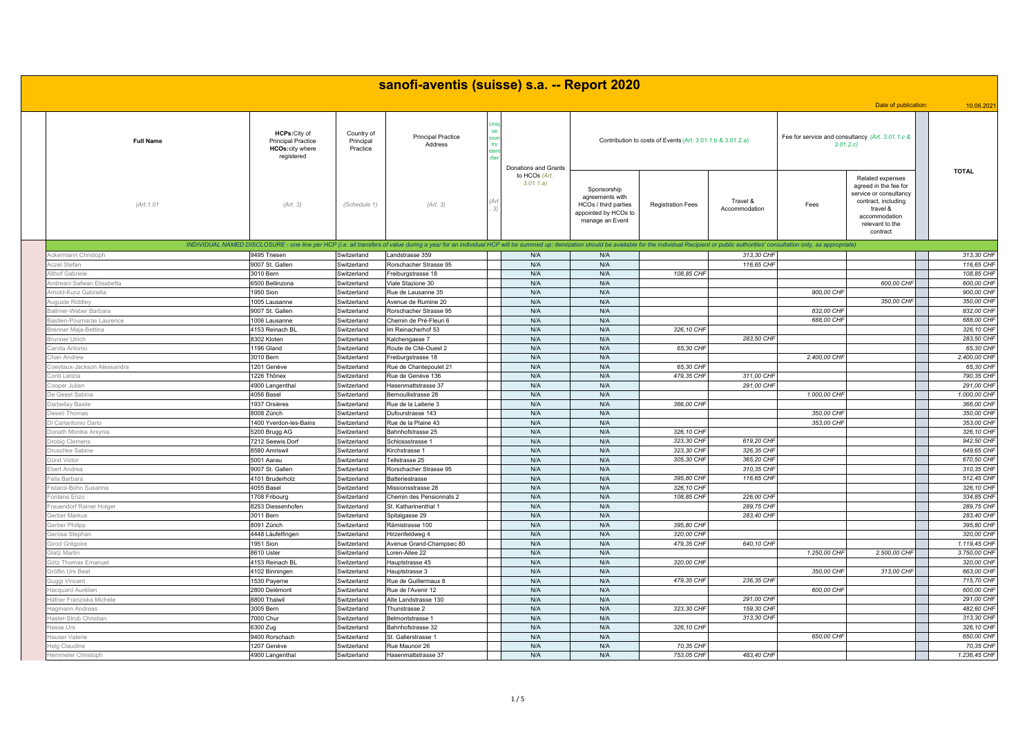# sanofi-aventis (suisse) s.a. -- Report 2020

Date of publication: 10.06.2021

| Full Name | HCPs: City of Principal Practice HCOs: city where registered | Country of Principal Practice | Principal Practice Address | Unique country identifier | Donations and Grants to HCOs *(Art. 3.01.1.a)* | Contribution to costs of Events *(Art. 3.01.1.b & 3.01.2.a)* | | | Fee for service and consultancy *(Art. 3.01.1.c & 3.01.2.c)* | | | TOTAL |
|---|---|---|---|---|---|---|---|---|---|---|---|---|
| *(Art.1.01* | *(Art. 3)* | *(Schedule 1)* | *(Art. 3)* | *(Art. 3)* | | Sponsorship agreements with HCOs / third parties appointed by HCOs to manage an Event | Registration Fees | Travel & Accommodation | Fees | Related expenses agreed in the fee for service or consultancy contract, including travel & accommodation relevant to the contract | | |
| *INDIVIDUAL NAMED DISCLOSURE - one line per HCP (i.e. all transfers of value during a year for an individual HCP will be summed up: itemization should be available for the individual Recipient or public authorities' consultation only, as appropriate)* | | | | | | | | | | | | |
| Ackermann Christoph | 9495 Triesen | Switzerland | Landstrasse 359 | | N/A | N/A | | *313,30 CHF* | | | | *313,30 CHF* |
| Aczel Stefan | 9007 St. Gallen | Switzerland | Rorschacher Strasse 95 | | N/A | N/A | | *116,65 CHF* | | | | *116,65 CHF* |
| Althof Gabriele | 3010 Bern | Switzerland | Freiburgstrasse 18 | | N/A | N/A | *108,85 CHF* | | | | | *108,85 CHF* |
| Andreani Safwan Elisabetta | 6500 Bellinzona | Switzerland | Viale Stazione 30 | | N/A | N/A | | | | *600,00 CHF* | | *600,00 CHF* |
| Arnold-Kunz Gabriella | 1950 Sion | Switzerland | Rue de Lausanne 35 | | N/A | N/A | | | *900,00 CHF* | | | *900,00 CHF* |
| Auguste Riddley | 1005 Lausanne | Switzerland | Avenue de Rumine 20 | | N/A | N/A | | | | *350,00 CHF* | | *350,00 CHF* |
| Ballmer-Weber Barbara | 9007 St. Gallen | Switzerland | Rorschacher Strasse 95 | | N/A | N/A | | | *832,00 CHF* | | | *832,00 CHF* |
| Bastien-Pournaras Laurence | 1006 Lausanne | Switzerland | Chemin de Pré-Fleuri 6 | | N/A | N/A | | | *688,00 CHF* | | | *688,00 CHF* |
| Brenner Maja-Bettina | 4153 Reinach BL | Switzerland | Im Reinacherhof 53 | | N/A | N/A | *326,10 CHF* | | | | | *326,10 CHF* |
| Brunner Ulrich | 8302 Kloten | Switzerland | Kalchengasse 7 | | N/A | N/A | | *283,50 CHF* | | | | *283,50 CHF* |
| Carota Antonio | 1196 Gland | Switzerland | Route de Cité-Ouest 2 | | N/A | N/A | *65,30 CHF* | | | | | *65,30 CHF* |
| Chan Andrew | 3010 Bern | Switzerland | Freiburgstrasse 18 | | N/A | N/A | | | *2.400,00 CHF* | | | *2.400,00 CHF* |
| Coeytaux-Jackson Alessandra | 1201 Genève | Switzerland | Rue de Chantepoulet 21 | | N/A | N/A | *65,30 CHF* | | | | | *65,30 CHF* |
| Conti Letizia | 1226 Thônex | Switzerland | Rue de Genève 136 | | N/A | N/A | *479,35 CHF* | *311,00 CHF* | | | | *790,35 CHF* |
| Cooper Julian | 4900 Langenthal | Switzerland | Hasenmattstrasse 37 | | N/A | N/A | | *291,00 CHF* | | | | *291,00 CHF* |
| De Geest Sabina | 4056 Basel | Switzerland | Bernoullistrasse 28 | | N/A | N/A | | | *1.000,00 CHF* | | | *1.000,00 CHF* |
| Darbellay Basile | 1937 Orsières | Switzerland | Rue de la Laiterie 3 | | N/A | N/A | *366,00 CHF* | | | | | *366,00 CHF* |
| Deseö Thomas | 8008 Zürich | Switzerland | Dufourstrasse 143 | | N/A | N/A | | | *350,00 CHF* | | | *350,00 CHF* |
| Di Carlantonio Dario | 1400 Yverdon-les-Bains | Switzerland | Rue de la Plaine 43 | | N/A | N/A | | | *353,00 CHF* | | | *353,00 CHF* |
| Donath Monika Arsynia | 5200 Brugg AG | Switzerland | Bahnhofstrasse 25 | | N/A | N/A | *326,10 CHF* | | | | | *326,10 CHF* |
| Drobig Clemens | 7212 Seewis Dorf | Switzerland | Schlossstrasse 1 | | N/A | N/A | *323,30 CHF* | *619,20 CHF* | | | | *942,50 CHF* |
| Druschke Sabine | 8580 Amriswil | Switzerland | Kirchstrasse 1 | | N/A | N/A | *323,30 CHF* | *326,35 CHF* | | | | *649,65 CHF* |
| Dürst Victor | 5001 Aarau | Switzerland | Tellstrasse 25 | | N/A | N/A | *305,30 CHF* | *365,20 CHF* | | | | *670,50 CHF* |
| Ebert Andrea | 9007 St. Gallen | Switzerland | Rorschacher Strasse 95 | | N/A | N/A | | *310,35 CHF* | | | | *310,35 CHF* |
| Felix Barbara | 4101 Bruderholz | Switzerland | Batteriestrasse | | N/A | N/A | *395,80 CHF* | *116,65 CHF* | | | | *512,45 CHF* |
| Fistarol-Bohn Susanna | 4055 Basel | Switzerland | Missionsstrasse 28 | | N/A | N/A | *326,10 CHF* | | | | | *326,10 CHF* |
| Fontana Enzo | 1708 Fribourg | Switzerland | Chemin des Pensionnats 2 | | N/A | N/A | *108,85 CHF* | *226,00 CHF* | | | | *334,85 CHF* |
| Frauendorf Rainer Holger | 8253 Diessenhofen | Switzerland | St. Katharinenthal 1 | | N/A | N/A | | *289,75 CHF* | | | | *289,75 CHF* |
| Gerber Markus | 3011 Bern | Switzerland | Spitalgasse 29 | | N/A | N/A | | *283,40 CHF* | | | | *283,40 CHF* |
| Gerber Philipp | 8091 Zürich | Switzerland | Rämistrasse 100 | | N/A | N/A | *395,80 CHF* | | | | | *395,80 CHF* |
| Gerosa Stephan | 4448 Läufelfingen | Switzerland | Hirzenfeldweg 4 | | N/A | N/A | *320,00 CHF* | | | | | *320,00 CHF* |
| Girod Grégoire | 1951 Sion | Switzerland | Avenue Grand-Champsec 80 | | N/A | N/A | *479,35 CHF* | *640,10 CHF* | | | | *1.119,45 CHF* |
| Glatz Martin | 8610 Uster | Switzerland | Loren-Allee 22 | | N/A | N/A | | | *1.250,00 CHF* | *2.500,00 CHF* | | *3.750,00 CHF* |
| Götz Thomas Emanuel | 4153 Reinach BL | Switzerland | Hauptstrasse 45 | | N/A | N/A | *320,00 CHF* | | | | | *320,00 CHF* |
| Gröflin Urs Beat | 4102 Binningen | Switzerland | Hauptstrasse 3 | | N/A | N/A | | | *350,00 CHF* | *313,00 CHF* | | *663,00 CHF* |
| Guggi Vincent | 1530 Payerne | Switzerland | Rue de Guillermaux 8 | | N/A | N/A | *479,35 CHF* | *236,35 CHF* | | | | *715,70 CHF* |
| Hacquard Aurélien | 2800 Delémont | Switzerland | Rue de l'Avenir 12 | | N/A | N/A | | | *600,00 CHF* | | | *600,00 CHF* |
| Häfner Franziska Michèle | 8800 Thalwil | Switzerland | Alte Landstrasse 130 | | N/A | N/A | | *291,00 CHF* | | | | *291,00 CHF* |
| Hagmann Andreas | 3005 Bern | Switzerland | Thunstrasse 2 | | N/A | N/A | *323,30 CHF* | *159,30 CHF* | | | | *482,60 CHF* |
| Hasler-Strub Christian | 7000 Chur | Switzerland | Belmontstrasse 1 | | N/A | N/A | | *313,30 CHF* | | | | *313,30 CHF* |
| Hasse Urs | 6300 Zug | Switzerland | Bahnhofstrasse 32 | | N/A | N/A | *326,10 CHF* | | | | | *326,10 CHF* |
| Hauser Valerie | 9400 Rorschach | Switzerland | St. Gallerstrasse 1 | | N/A | N/A | | | *650,00 CHF* | | | *650,00 CHF* |
| Helg Claudine | 1207 Genève | Switzerland | Rue Maunoir 26 | | N/A | N/A | *70,35 CHF* | | | | | *70,35 CHF* |
| Hemmeler Christoph | 4900 Langenthal | Switzerland | Hasenmattstrasse 37 | | N/A | N/A | *753,05 CHF* | *483,40 CHF* | | | | *1.236,45 CHF* |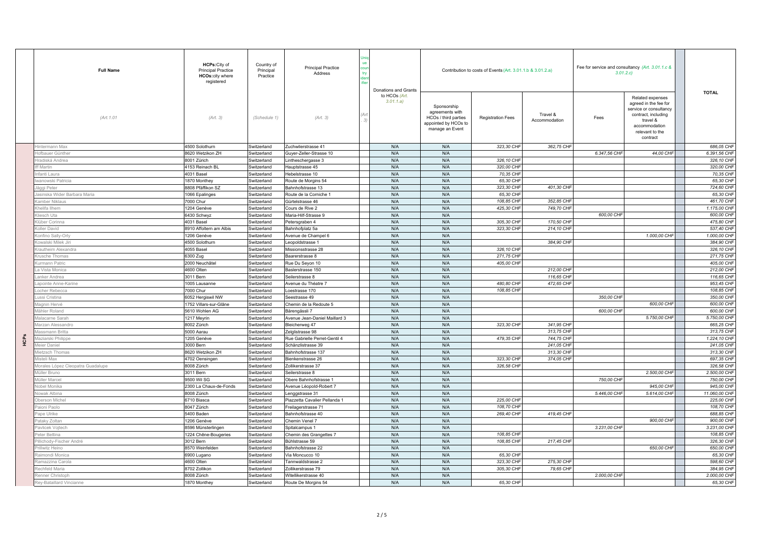| | Full Name | HCPs: City of Principal Practice HCOs: city where registered | Country of Principal Practice | Principal Practice Address | Unique country identifier | Donations and Grants to HCOs (Art. 3.01.1.a) | Contribution to costs of Events (Art. 3.01.1.b & 3.01.2.a) | | | Fee for service and consultancy (Art. 3.01.1.c & 3.01.2.c) | | TOTAL |
|---|---|---|---|---|---|---|---|---|---|---|---|---|
| | (Art. 1.01 | (Art. 3) | (Schedule 1) | (Art. 3) | (Art. 3) | | Sponsorship agreements with HCOs / third parties appointed by HCOs to manage an Event | Registration Fees | Travel & Accommodation | Fees | Related expenses agreed in the fee for service or consultancy contract, including travel & accommodation relevant to the contract | |
| HCPs | Hintermann Max | 4500 Solothurn | Switzerland | Zuchwilerstrasse 41 | | N/A | N/A | 323,30 CHF | 362,75 CHF | | | 686,05 CHF |
| | Hofbauer Günther | 8620 Wetzikon ZH | Switzerland | Guyer-Zeller-Strasse 10 | | N/A | N/A | | | 6.347,56 CHF | 44,00 CHF | 6.391,56 CHF |
| | Hradiská Andrea | 8001 Zürich | Switzerland | Lintheschergasse 3 | | N/A | N/A | 326,10 CHF | | | | 326,10 CHF |
| | Iff Martin | 4153 Reinach BL | Switzerland | Hauptstrasse 45 | | N/A | N/A | 320,00 CHF | | | | 320,00 CHF |
| | Infanti Laura | 4031 Basel | Switzerland | Hebelstrasse 10 | | N/A | N/A | 70,35 CHF | | | | 70,35 CHF |
| | Iwanowski Patricia | 1870 Monthey | Switzerland | Route de Morgins 54 | | N/A | N/A | 65,30 CHF | | | | 65,30 CHF |
| | Jäggi Peter | 8808 Pfäffikon SZ | Switzerland | Bahnhofstrasse 13 | | N/A | N/A | 323,30 CHF | 401,30 CHF | | | 724,60 CHF |
| | Jasinska Wider Barbara Maria | 1066 Epalinges | Switzerland | Route de la Corniche 1 | | N/A | N/A | 65,30 CHF | | | | 65,30 CHF |
| | Kamber Niklaus | 7000 Chur | Switzerland | Gürtelstrasse 46 | | N/A | N/A | 108,85 CHF | 352,85 CHF | | | 461,70 CHF |
| | Khelifa Ilhem | 1204 Genève | Switzerland | Cours de Rive 2 | | N/A | N/A | 425,30 CHF | 749,70 CHF | | | 1.175,00 CHF |
| | Kliesch Uta | 6430 Schwyz | Switzerland | Maria-Hilf-Strasse 9 | | N/A | N/A | | | 600,00 CHF | | 600,00 CHF |
| | Klüber Corinna | 4031 Basel | Switzerland | Petersgraben 4 | | N/A | N/A | 305,30 CHF | 170,50 CHF | | | 475,80 CHF |
| | Koller David | 8910 Affoltern am Albis | Switzerland | Bahnhofplatz 5a | | N/A | N/A | 323,30 CHF | 214,10 CHF | | | 537,40 CHF |
| | Konfino Sally-Orly | 1206 Genève | Switzerland | Avenue de Champel 6 | | N/A | N/A | | | | 1.000,00 CHF | 1.000,00 CHF |
| | Kowalski Milek Jiri | 4500 Solothurn | Switzerland | Leopoldstrasse 1 | | N/A | N/A | | 384,90 CHF | | | 384,90 CHF |
| | Krautheim Alexandra | 4055 Basel | Switzerland | Missionsstrasse 28 | | N/A | N/A | 326,10 CHF | | | | 326,10 CHF |
| | Krusche Thomas | 6300 Zug | Switzerland | Baarerstrasse 8 | | N/A | N/A | 271,75 CHF | | | | 271,75 CHF |
| | Kurmann Patric | 2000 Neuchâtel | Switzerland | Rue Du Seyon 10 | | N/A | N/A | 405,00 CHF | | | | 405,00 CHF |
| | La Vista Monica | 4600 Olten | Switzerland | Baslerstrasse 150 | | N/A | N/A | | 212,00 CHF | | | 212,00 CHF |
| | Lanker Andrea | 3011 Bern | Switzerland | Seilerstrasse 8 | | N/A | N/A | | 116,65 CHF | | | 116,65 CHF |
| | Lapointe Anne-Karine | 1005 Lausanne | Switzerland | Avenue du Théatre 7 | | N/A | N/A | 480,80 CHF | 472,65 CHF | | | 953,45 CHF |
| | Locher Rebecca | 7000 Chur | Switzerland | Loestrasse 170 | | N/A | N/A | 108,85 CHF | | | | 108,85 CHF |
| | Lussi Cristina | 6052 Hergiswil NW | Switzerland | Seestrasse 49 | | N/A | N/A | | | 350,00 CHF | | 350,00 CHF |
| | Magnin Hervé | 1752 Villars-sur-Glâne | Switzerland | Chemin de la Redoute 5 | | N/A | N/A | | | | 600,00 CHF | 600,00 CHF |
| | Mähler Roland | 5610 Wohlen AG | Switzerland | Bärengässli 7 | | N/A | N/A | | | 600,00 CHF | | 600,00 CHF |
| | Malacarne Sarah | 1217 Meyrin | Switzerland | Avenue Jean-Daniel Maillard 3 | | N/A | N/A | | | | 5.750,00 CHF | 5.750,00 CHF |
| | Marzan Alessandro | 8002 Zürich | Switzerland | Bleicherweg 47 | | N/A | N/A | 323,30 CHF | 341,95 CHF | | | 665,25 CHF |
| | Massmann Britta | 5000 Aarau | Switzerland | Zelglistrasse 98 | | N/A | N/A | | 313,75 CHF | | | 313,75 CHF |
| | Maziarski Philippe | 1205 Genève | Switzerland | Rue Gabrielle Perret-Gentil 4 | | N/A | N/A | 479,35 CHF | 744,75 CHF | | | 1.224,10 CHF |
| | Meier Daniel | 3000 Bern | Switzerland | Schänzlistrasse 39 | | N/A | N/A | | 241,05 CHF | | | 241,05 CHF |
| | Mietzsch Thomas | 8620 Wetzikon ZH | Switzerland | Bahnhofstrasse 137 | | N/A | N/A | | 313,30 CHF | | | 313,30 CHF |
| | Misteli Max | 4702 Oensingen | Switzerland | Bienkenstrasse 26 | | N/A | N/A | 323,30 CHF | 374,05 CHF | | | 697,35 CHF |
| | Morales López Cleopatra Guadalupe | 8008 Zürich | Switzerland | Zollikerstrasse 37 | | N/A | N/A | 326,58 CHF | | | | 326,58 CHF |
| | Müller Bruno | 3011 Bern | Switzerland | Seilerstrasse 8 | | N/A | N/A | | | | 2.500,00 CHF | 2.500,00 CHF |
| | Müller Marcel | 9500 Wil SG | Switzerland | Obere Bahnhofstrasse 1 | | N/A | N/A | | | 750,00 CHF | | 750,00 CHF |
| | Nobel Monika | 2300 La Chaux-de-Fonds | Switzerland | Avenue Léopold-Robert 7 | | N/A | N/A | | | | 945,00 CHF | 945,00 CHF |
| | Nowak Albina | 8008 Zürich | Switzerland | Lenggstrasse 31 | | N/A | N/A | | | 5.446,00 CHF | 5.614,00 CHF | 11.060,00 CHF |
| | Oberson Michel | 6710 Biasca | Switzerland | Piazzetta Cavalier Pellanda 1 | | N/A | N/A | 225,00 CHF | | | | 225,00 CHF |
| | Paioni Paolo | 8047 Zürich | Switzerland | Freilagerstrasse 71 | | N/A | N/A | 108,70 CHF | | | | 108,70 CHF |
| | Pape Ulrike | 5400 Baden | Switzerland | Bahnhofstrasse 40 | | N/A | N/A | 269,40 CHF | 419,45 CHF | | | 688,85 CHF |
| | Pataky Zoltan | 1206 Genève | Switzerland | Chemin Venel 7 | | N/A | N/A | | | | 900,00 CHF | 900,00 CHF |
| | Pavlicek Vojtech | 8596 Münsterlingen | Switzerland | Spitalcampus 1 | | N/A | N/A | | | 3.231,00 CHF | | 3.231,00 CHF |
| | Peter Bettina | 1224 Chêne-Bougeries | Switzerland | Chemin des Grangettes 7 | | N/A | N/A | 108,85 CHF | | | | 108,85 CHF |
| | Pillichody-Fischer André | 3012 Bern | Switzerland | Bühlstrasse 59 | | N/A | N/A | 108,85 CHF | 217,45 CHF | | | 326,30 CHF |
| | Prillwitz Heino | 8570 Weinfelden | Switzerland | Bahnhofstrasse 22 | | N/A | N/A | | | | 650,00 CHF | 650,00 CHF |
| | Raimondi Monica | 6900 Lugano | Switzerland | Via Moncucco 10 | | N/A | N/A | 65,30 CHF | | | | 65,30 CHF |
| | Ramazzina Carola | 4600 Olten | Switzerland | Tannwaldstrasse 2 | | N/A | N/A | 323,30 CHF | 275,30 CHF | | | 598,60 CHF |
| | Rechfeld Maria | 8702 Zollikon | Switzerland | Zollikerstrasse 79 | | N/A | N/A | 305,30 CHF | 79,65 CHF | | | 384,95 CHF |
| | Renner Christoph | 8008 Zürich | Switzerland | Witellikerstrasse 40 | | N/A | N/A | | | 2.000,00 CHF | | 2.000,00 CHF |
| | Rey-Bataillard Vincianne | 1870 Monthey | Switzerland | Route De Morgins 54 | | N/A | N/A | 65,30 CHF | | | | 65,30 CHF |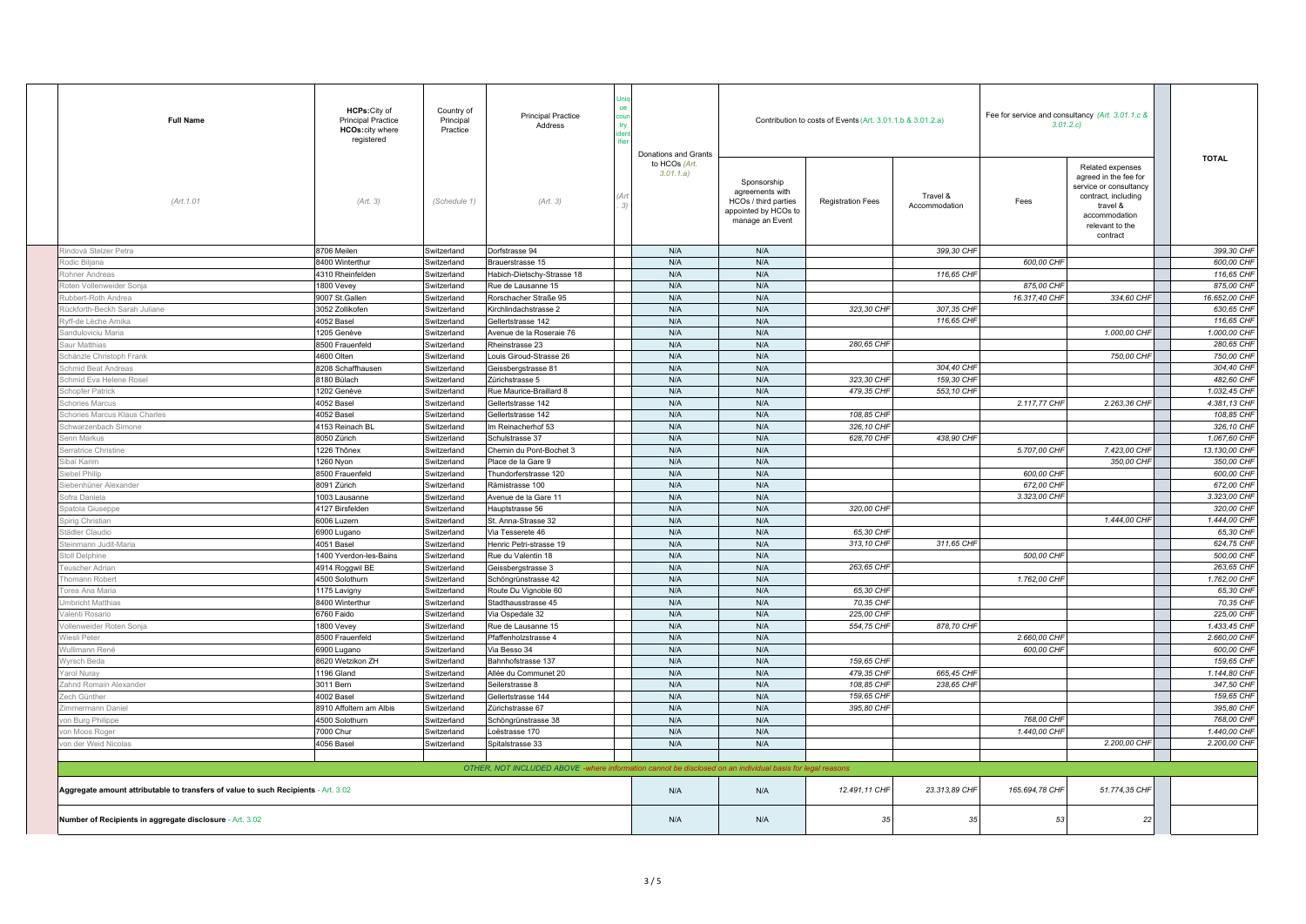| Full Name | HCPs: City of Principal Practice HCOs: city where registered | Country of Principal Practice | Principal Practice Address | Unique country identifier | Donations and Grants to HCOs *(Art. 3.01.1.a)* | Contribution to costs of Events *(Art. 3.01.1.b & 3.01.2.a)* | | | Fee for service and consultancy *(Art. 3.01.1.c & 3.01.2.c)* | | TOTAL |
|---|---|---|---|---|---|---|---|---|---|---|---|
| *(Art.1.01* | *(Art. 3)* | *(Schedule 1)* | *(Art. 3)* | *(Art. 3)* | | Sponsorship agreements with HCOs / third parties appointed by HCOs to manage an Event | Registration Fees | Travel & Accommodation | Fees | Related expenses agreed in the fee for service or consultancy contract, including travel & accommodation relevant to the contract | |
| Rindová Stelzer Petra | 8706 Meilen | Switzerland | Dorfstrasse 94 | | N/A | N/A | | 399,30 CHF | | | 399,30 CHF |
| Rodic Biljana | 8400 Winterthur | Switzerland | Brauerstrasse 15 | | N/A | N/A | | | 600,00 CHF | | 600,00 CHF |
| Rohner Andreas | 4310 Rheinfelden | Switzerland | Habich-Dietschy-Strasse 18 | | N/A | N/A | | 116,65 CHF | | | 116,65 CHF |
| Roten Vollenweider Sonja | 1800 Vevey | Switzerland | Rue de Lausanne 15 | | N/A | N/A | | | 875,00 CHF | | 875,00 CHF |
| Rubbert-Roth Andrea | 9007 St.Gallen | Switzerland | Rorschacher Straße 95 | | N/A | N/A | | | 16.317,40 CHF | 334,60 CHF | 16.652,00 CHF |
| Rückforth-Beckh Sarah Juliane | 3052 Zollikofen | Switzerland | Kirchlindachstrasse 2 | | N/A | N/A | 323,30 CHF | 307,35 CHF | | | 630,65 CHF |
| Ryff-de Lèche Amika | 4052 Basel | Switzerland | Gellertstrasse 142 | | N/A | N/A | | 116,65 CHF | | | 116,65 CHF |
| Sanduloviciu Maria | 1205 Genève | Switzerland | Avenue de la Roseraie 76 | | N/A | N/A | | | | 1.000,00 CHF | 1.000,00 CHF |
| Saur Matthias | 8500 Frauenfeld | Switzerland | Rheinstrasse 23 | | N/A | N/A | 280,65 CHF | | | | 280,65 CHF |
| Schänzle Christoph Frank | 4600 Olten | Switzerland | Louis Giroud-Strasse 26 | | N/A | N/A | | | | 750,00 CHF | 750,00 CHF |
| Schmid Beat Andreas | 8208 Schaffhausen | Switzerland | Geissbergstrasse 81 | | N/A | N/A | | 304,40 CHF | | | 304,40 CHF |
| Schmid Eva Helene Rosel | 8180 Bülach | Switzerland | Zürichstrasse 5 | | N/A | N/A | 323,30 CHF | 159,30 CHF | | | 482,60 CHF |
| Schopfer Patrick | 1202 Genève | Switzerland | Rue Maurice-Braillard 8 | | N/A | N/A | 479,35 CHF | 553,10 CHF | | | 1.032,45 CHF |
| Schories Marcus | 4052 Basel | Switzerland | Gellertstrasse 142 | | N/A | N/A | | | 2.117,77 CHF | 2.263,36 CHF | 4.381,13 CHF |
| Schories Marcus Klaus Charles | 4052 Basel | Switzerland | Gellertstrasse 142 | | N/A | N/A | 108,85 CHF | | | | 108,85 CHF |
| Schwarzenbach Simone | 4153 Reinach BL | Switzerland | Im Reinacherhof 53 | | N/A | N/A | 326,10 CHF | | | | 326,10 CHF |
| Senn Markus | 8050 Zürich | Switzerland | Schulstrasse 37 | | N/A | N/A | 628,70 CHF | 438,90 CHF | | | 1.067,60 CHF |
| Serratrice Christine | 1226 Thônex | Switzerland | Chemin du Pont-Bochet 3 | | N/A | N/A | | | 5.707,00 CHF | 7.423,00 CHF | 13.130,00 CHF |
| Sibai Karim | 1260 Nyon | Switzerland | Place de la Gare 9 | | N/A | N/A | | | | 350,00 CHF | 350,00 CHF |
| Siebel Philip | 8500 Frauenfeld | Switzerland | Thundorferstrasse 120 | | N/A | N/A | | | 600,00 CHF | | 600,00 CHF |
| Siebenhüner Alexander | 8091 Zürich | Switzerland | Rämistrasse 100 | | N/A | N/A | | | 672,00 CHF | | 672,00 CHF |
| Sofra Daniela | 1003 Lausanne | Switzerland | Avenue de la Gare 11 | | N/A | N/A | | | 3.323,00 CHF | | 3.323,00 CHF |
| Spatola Giuseppe | 4127 Birsfelden | Switzerland | Hauptstrasse 56 | | N/A | N/A | 320,00 CHF | | | | 320,00 CHF |
| Spirig Christian | 6006 Luzern | Switzerland | St. Anna-Strasse 32 | | N/A | N/A | | | | 1.444,00 CHF | 1.444,00 CHF |
| Städler Claudio | 6900 Lugano | Switzerland | Via Tesserete 46 | | N/A | N/A | 65,30 CHF | | | | 65,30 CHF |
| Steinmann Judit-Maria | 4051 Basel | Switzerland | Henric Petri-strasse 19 | | N/A | N/A | 313,10 CHF | 311,65 CHF | | | 624,75 CHF |
| Stoll Delphine | 1400 Yverdon-les-Bains | Switzerland | Rue du Valentin 18 | | N/A | N/A | | | 500,00 CHF | | 500,00 CHF |
| Teuscher Adrian | 4914 Roggwil BE | Switzerland | Geissbergstrasse 3 | | N/A | N/A | 263,65 CHF | | | | 263,65 CHF |
| Thomann Robert | 4500 Solothurn | Switzerland | Schöngrünstrasse 42 | | N/A | N/A | | | 1.762,00 CHF | | 1.762,00 CHF |
| Torea Ana Maria | 1175 Lavigny | Switzerland | Route Du Vignoble 60 | | N/A | N/A | 65,30 CHF | | | | 65,30 CHF |
| Umbricht Matthias | 8400 Winterthur | Switzerland | Stadthausstrasse 45 | | N/A | N/A | 70,35 CHF | | | | 70,35 CHF |
| Valenti Rosario | 6760 Faido | Switzerland | Via Ospedale 32 | | N/A | N/A | 225,00 CHF | | | | 225,00 CHF |
| Vollenweider Roten Sonja | 1800 Vevey | Switzerland | Rue de Lausanne 15 | | N/A | N/A | 554,75 CHF | 878,70 CHF | | | 1.433,45 CHF |
| Wiesli Peter | 8500 Frauenfeld | Switzerland | Pfaffenholzstrasse 4 | | N/A | N/A | | | 2.660,00 CHF | | 2.660,00 CHF |
| Wullimann René | 6900 Lugano | Switzerland | Via Besso 34 | | N/A | N/A | | | 600,00 CHF | | 600,00 CHF |
| Wyrsch Beda | 8620 Wetzikon ZH | Switzerland | Bahnhofstrasse 137 | | N/A | N/A | 159,65 CHF | | | | 159,65 CHF |
| Yarol Nuray | 1196 Gland | Switzerland | Allée du Communet 20 | | N/A | N/A | 479,35 CHF | 665,45 CHF | | | 1.144,80 CHF |
| Zahnd Romain Alexander | 3011 Bern | Switzerland | Seilerstrasse 8 | | N/A | N/A | 108,85 CHF | 238,65 CHF | | | 347,50 CHF |
| Zech Günther | 4002 Basel | Switzerland | Gellertstrasse 144 | | N/A | N/A | 159,65 CHF | | | | 159,65 CHF |
| Zimmermann Daniel | 8910 Affoltern am Albis | Switzerland | Zürichstrasse 67 | | N/A | N/A | 395,80 CHF | | | | 395,80 CHF |
| von Burg Philippe | 4500 Solothurn | Switzerland | Schöngrünstrasse 38 | | N/A | N/A | | | 768,00 CHF | | 768,00 CHF |
| von Moos Roger | 7000 Chur | Switzerland | Loëstrasse 170 | | N/A | N/A | | | 1.440,00 CHF | | 1.440,00 CHF |
| von der Weid Nicolas | 4056 Basel | Switzerland | Spitalstrasse 33 | | N/A | N/A | | | | 2.200,00 CHF | 2.200,00 CHF |
| *OTHER, NOT INCLUDED ABOVE -where information cannot be disclosed on an individual basis for legal reasons* | | | | | | | | | | | |
| **Aggregate amount attributable to transfers of value to such Recipients** - Art. 3.02 | | | | | N/A | N/A | 12.491,11 CHF | 23.313,89 CHF | 165.694,78 CHF | 51.774,35 CHF | |
| **Number of Recipients in aggregate disclosure** - Art. 3.02 | | | | | N/A | N/A | 35 | 35 | 53 | 22 | |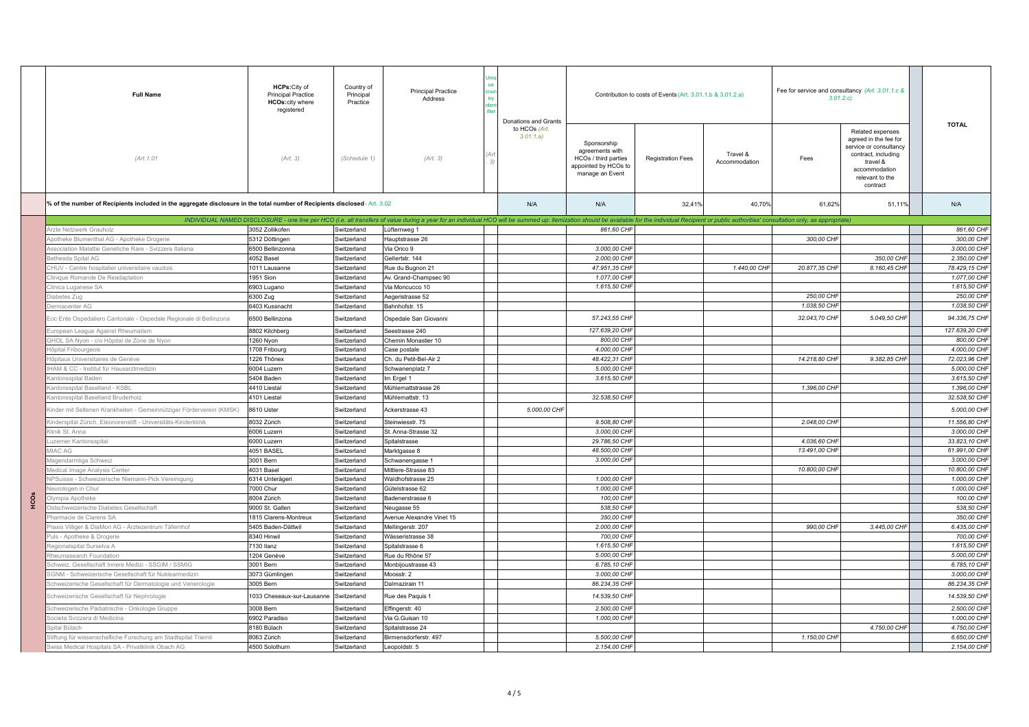| | Full Name | HCPs: City of Principal Practice HCOs: city where registered | Country of Principal Practice | Principal Practice Address | Unique country identifier | Donations and Grants to HCOs (Art. 3.01.1.a) | Contribution to costs of Events (Art. 3.01.1.b & 3.01.2.a) | | | Fee for service and consultancy (Art. 3.01.1.c & 3.01.2.c) | | TOTAL |
|---|---|---|---|---|---|---|---|---|---|---|---|---|
| | (Art.1.01) | (Art. 3) | (Schedule 1) | (Art. 3) | (Art. 3) | | Sponsorship agreements with HCOs / third parties appointed by HCOs to manage an Event | Registration Fees | Travel & Accommodation | Fees | Related expenses agreed in the fee for service or consultancy contract, including travel & accommodation relevant to the contract | |
| | % of the number of Recipients included in the aggregate disclosure in the total number of Recipients disclosed - Art. 3.02 | | | | | N/A | N/A | 32,41% | 40,70% | 61,62% | 51,11% | N/A |
| HCOs | *INDIVIDUAL NAMED DISCLOSURE - one line per HCO (i.e. all transfers of value during a year for an individual HCO will be summed up: itemization should be available for the individual Recipient or public authorities' consultation only, as appropriate)* | | | | | | | | | | | |
| | Ärzte Netzwerk Grauholz | 3052 Zollikofen | Switzerland | Lüfternweg 1 | | | 861,60 CHF | | | | | 861,60 CHF |
| | Apotheke Blumenthal AG - Apotheke Drogerie | 5312 Döttingen | Switzerland | Hauptstrasse 26 | | | | | | 300,00 CHF | | 300,00 CHF |
| | Association Malattie Genetiche Rare - Svizzera Italiana | 6500 Bellinzonna | Switzerland | Via Orico 9 | | | 3.000,00 CHF | | | | | 3.000,00 CHF |
| | Bethesda Spital AG | 4052 Basel | Switzerland | Gellertstr. 144 | | | 2.000,00 CHF | | | | 350,00 CHF | 2.350,00 CHF |
| | CHUV - Centre hospitalier universitaire vaudois | 1011 Lausanne | Switzerland | Rue du Bugnon 21 | | | 47.951,35 CHF | | 1.440,00 CHF | 20.877,35 CHF | 8.160,45 CHF | 78.429,15 CHF |
| | Clinique Romande De Readaptation | 1951 Sion | Switzerland | Av. Grand-Champsec 90 | | | 1.077,00 CHF | | | | | 1.077,00 CHF |
| | Clinica Luganese SA | 6903 Lugano | Switzerland | Via Moncucco 10 | | | 1.615,50 CHF | | | | | 1.615,50 CHF |
| | Diabetes Zug | 6300 Zug | Switzerland | Aegeristrasse 52 | | | | | | 250,00 CHF | | 250,00 CHF |
| | Dermacenter AG | 6403 Kussnacht | Switzerland | Bahnhofstr. 15 | | | | | | 1.038,50 CHF | | 1.038,50 CHF |
| | Eoc Ente Ospedaliero Cantonale - Ospedale Regionale di Bellinzona | 6500 Bellinzona | Switzerland | Ospedale San Giovanni | | | 57.243,55 CHF | | | 32.043,70 CHF | 5.049,50 CHF | 94.336,75 CHF |
| | European League Against Rheumatism | 8802 Kilchberg | Switzerland | Seestrasse 240 | | | 127.639,20 CHF | | | | | 127.639,20 CHF |
| | GHOL SA Nyon - c/o Hôpital de Zone de Nyon | 1260 Nyon | Switzerland | Chemin Monastier 10 | | | 800,00 CHF | | | | | 800,00 CHF |
| | Hôpital Fribourgeois | 1708 Fribourg | Switzerland | Case postale | | | 4.000,00 CHF | | | | | 4.000,00 CHF |
| | Hôpitaux Universitaires de Genève | 1226 Thônex | Switzerland | Ch. du Petit-Bel-Air 2 | | | 48.422,31 CHF | | | 14.218,80 CHF | 9.382,85 CHF | 72.023,96 CHF |
| | IHAM & CC - Institut für Hausarztmedizin | 6004 Luzern | Switzerland | Schwanenplatz 7 | | | 5.000,00 CHF | | | | | 5.000,00 CHF |
| | Kantonsspital Baden | 5404 Baden | Switzerland | Im Ergel 1 | | | 3.615,50 CHF | | | | | 3.615,50 CHF |
| | Kantonsspital Baselland - KSBL | 4410 Liestal | Switzerland | Mühlemattstrasse 26 | | | | | | 1.396,00 CHF | | 1.396,00 CHF |
| | Kantonsspital Baselland Bruderholz | 4101 Liestal | Switzerland | Mühlemattstr. 13 | | | 32.538,50 CHF | | | | | 32.538,50 CHF |
| | Kinder mit Seltenen Krankheiten - Gemeinnütziger Förderverein (KMSK) | 8610 Uster | Switzerland | Ackerstrasse 43 | | 5.000,00 CHF | | | | | | 5.000,00 CHF |
| | Kinderspital Zürich, Eleonorenstift - Universitäts-Kinderklinik | 8032 Zürich | Switzerland | Steinwiesstr. 75 | | | 9.508,80 CHF | | | 2.048,00 CHF | | 11.556,80 CHF |
| | Klinik St. Anna | 6006 Luzern | Switzerland | St. Anna-Strasse 32 | | | 3.000,00 CHF | | | | | 3.000,00 CHF |
| | Luzerner Kantonsspital | 6000 Luzern | Switzerland | Spitalstrasse | | | 29.786,50 CHF | | | 4.036,60 CHF | | 33.823,10 CHF |
| | MIAC AG | 4051 BASEL | Switzerland | Marktgasse 8 | | | 48.500,00 CHF | | | 13.491,00 CHF | | 61.991,00 CHF |
| | Magendarmliga Schweiz | 3001 Bern | Switzerland | Schwanengasse 1 | | | 3.000,00 CHF | | | | | 3.000,00 CHF |
| | Medical Image Analysis Center | 4031 Basel | Switzerland | Mittlere-Strasse 83 | | | | | | 10.800,00 CHF | | 10.800,00 CHF |
| | NPSuisse - Schweizerische Niemann-Pick Vereinigung | 6314 Unterägeri | Switzerland | Waldhofstrasse 25 | | | 1.000,00 CHF | | | | | 1.000,00 CHF |
| | Neurologen in Chur | 7000 Chur | Switzerland | Gütelstrasse 62 | | | 1.000,00 CHF | | | | | 1.000,00 CHF |
| | Olympia Apotheke | 8004 Zürich | Switzerland | Badenerstrasse 6 | | | 100,00 CHF | | | | | 100,00 CHF |
| | Ostschweizerische Diabetes Gesellschaft | 9000 St. Gallen | Switzerland | Neugasse 55 | | | 538,50 CHF | | | | | 538,50 CHF |
| | Pharmacie de Clarens SA | 1815 Clarens-Montreux | Switzerland | Avenue Alexandre Vinet 15 | | | 350,00 CHF | | | | | 350,00 CHF |
| | Praxis Villiger & DiaMon AG - Ärztezentrum Täfernhof | 5405 Baden-Dättwil | Switzerland | Mellingerstr. 207 | | | 2.000,00 CHF | | | 990,00 CHF | 3.445,00 CHF | 6.435,00 CHF |
| | Puls - Apotheke & Drogerie | 8340 Hinwil | Switzerland | Wässeristrasse 38 | | | 700,00 CHF | | | | | 700,00 CHF |
| | Regionalspital Surselva A | 7130 Ilanz | Switzerland | Spitalstrasse 6 | | | 1.615,50 CHF | | | | | 1.615,50 CHF |
| | Rheumasearch Foundation | 1204 Genève | Switzerland | Rue du Rhône 57 | | | 5.000,00 CHF | | | | | 5.000,00 CHF |
| | Schweiz. Gesellschaft Innere Medizi - SSGIM / SSMIG | 3001 Bern | Switzerland | Monbijoustrasse 43 | | | 6.785,10 CHF | | | | | 6.785,10 CHF |
| | SGNM - Schweizerische Gesellschaft für Nuklearmedizin | 3073 Gümlingen | Switzerland | Moosstr. 2 | | | 3.000,00 CHF | | | | | 3.000,00 CHF |
| | Schweizerische Gesellschaft für Dermatologie und Venerologie | 3005 Bern | Switzerland | Dalmazirain 11 | | | 86.234,35 CHF | | | | | 86.234,35 CHF |
| | Schweizerische Gesellschaft für Nephrologie | 1033 Cheseaux-sur-Lausanne | Switzerland | Rue des Paquis 1 | | | 14.539,50 CHF | | | | | 14.539,50 CHF |
| | Schweizerische Pädiatrische - Onkologie Gruppe | 3008 Bern | Switzerland | Effingerstr. 40 | | | 2.500,00 CHF | | | | | 2.500,00 CHF |
| | Societa Svizzera di Medicina | 6902 Paradiso | Switzerland | Via G.Guisan 10 | | | 1.000,00 CHF | | | | | 1.000,00 CHF |
| | Spital Bülach | 8180 Bülach | Switzerland | Spitalstrasse 24 | | | | | | | 4.750,00 CHF | 4.750,00 CHF |
| | Stiftung für wissenschaftliche Forschung am Stadtspital Triemli | 8063 Zürich | Switzerland | Birmensdorferstr. 497 | | | 5.500,00 CHF | | | 1.150,00 CHF | | 6.650,00 CHF |
| | Swiss Medical Hospitals SA - Privatklinik Obach AG | 4500 Solothurn | Switzerland | Leopoldstr. 5 | | | 2.154,00 CHF | | | | | 2.154,00 CHF |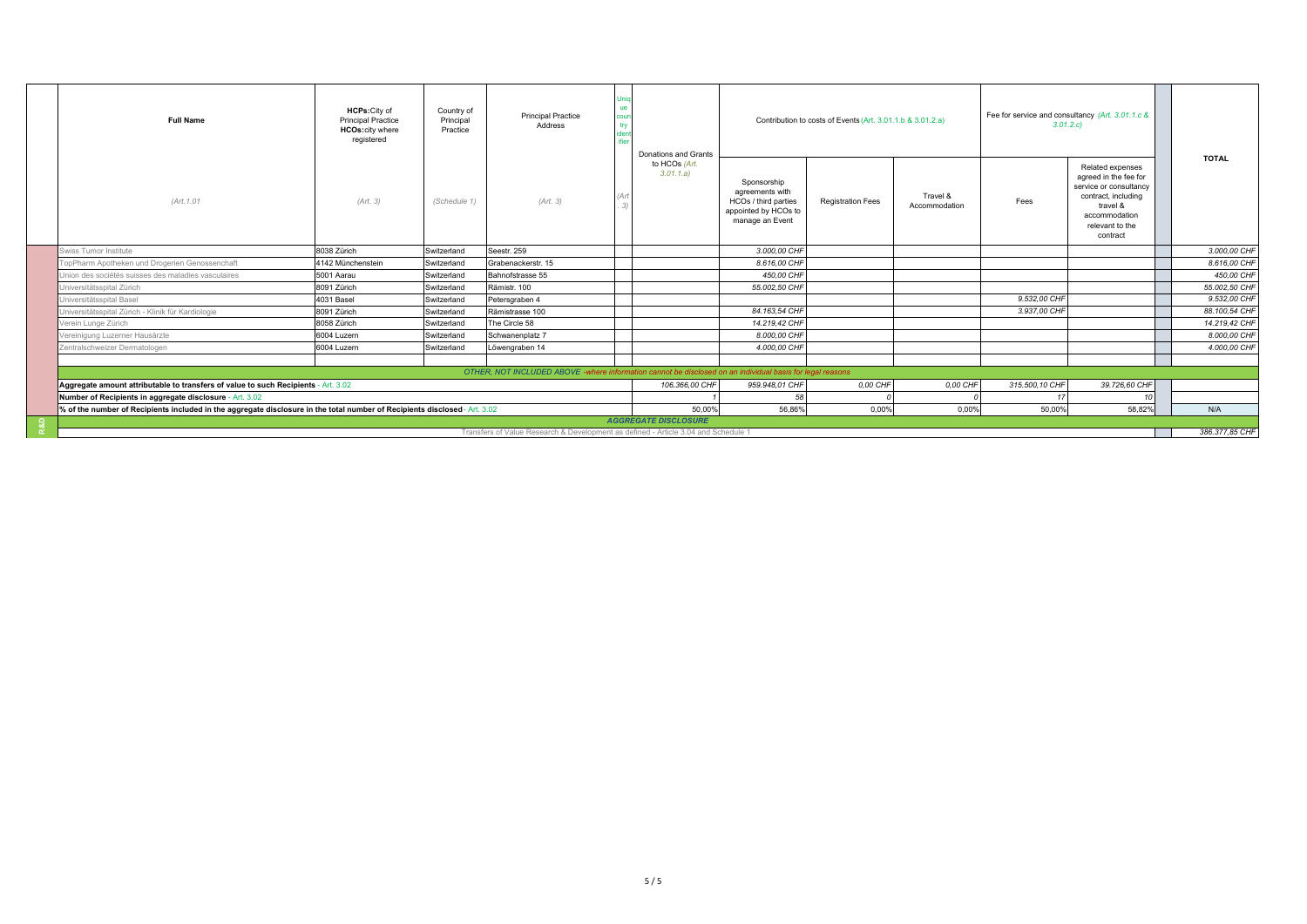| Full Name | HCPs: City of Principal Practice HCOs: city where registered | Country of Principal Practice | Principal Practice Address | Unique country identifier | Donations and Grants to HCOs (Art. 3.01.1.a) | Contribution to costs of Events (Art. 3.01.1.b & 3.01.2.a) | | | Fee for service and consultancy (Art. 3.01.1.c & 3.01.2.c) | | TOTAL |
|---|---|---|---|---|---|---|---|---|---|---|---|
| (Art.1.01 | (Art. 3) | (Schedule 1) | (Art. 3) | (Art. 3) | | Sponsorship agreements with HCOs / third parties appointed by HCOs to manage an Event | Registration Fees | Travel & Accommodation | Fees | Related expenses agreed in the fee for service or consultancy contract, including travel & accommodation relevant to the contract | |
| Swiss Tumor Institute | 8038 Zürich | Switzerland | Seestr. 259 | | | 3.000,00 CHF | | | | | 3.000,00 CHF |
| TopPharm Apotheken und Drogerien Genossenschaft | 4142 Münchenstein | Switzerland | Grabenackerstr. 15 | | | 8.616,00 CHF | | | | | 8.616,00 CHF |
| Union des sociétés suisses des maladies vasculaires | 5001 Aarau | Switzerland | Bahnofstrasse 55 | | | 450,00 CHF | | | | | 450,00 CHF |
| Universitätsspital Zürich | 8091 Zürich | Switzerland | Rämistr. 100 | | | 55.002,50 CHF | | | | | 55.002,50 CHF |
| Universitätsspital Basel | 4031 Basel | Switzerland | Petersgraben 4 | | | | | | 9.532,00 CHF | | 9.532,00 CHF |
| Universitätsspital Zürich - Klinik für Kardiologie | 8091 Zürich | Switzerland | Rämistrasse 100 | | | 84.163,54 CHF | | | 3.937,00 CHF | | 88.100,54 CHF |
| Verein Lunge Zürich | 8058 Zürich | Switzerland | The Circle 58 | | | 14.219,42 CHF | | | | | 14.219,42 CHF |
| Vereinigung Luzerner Hausärzte | 6004 Luzern | Switzerland | Schwanenplatz 7 | | | 8.000,00 CHF | | | | | 8.000,00 CHF |
| Zentralschweizer Dermatologen | 6004 Luzern | Switzerland | Löwengraben 14 | | | 4.000,00 CHF | | | | | 4.000,00 CHF |
| OTHER, NOT INCLUDED ABOVE -where information cannot be disclosed on an individual basis for legal reasons | | | | | | | | | | | |
| Aggregate amount attributable to transfers of value to such Recipients - Art. 3.02 | | | | | 106.366,00 CHF | 959.948,01 CHF | 0,00 CHF | 0,00 CHF | 315.500,10 CHF | 39.726,60 CHF | |
| Number of Recipients in aggregate disclosure - Art. 3.02 | | | | | 1 | 58 | 0 | 0 | 17 | 10 | |
| % of the number of Recipients included in the aggregate disclosure in the total number of Recipients disclosed - Art. 3.02 | | | | | 50,00% | 56,86% | 0,00% | 0,00% | 50,00% | 58,82% | N/A |
| R&D — AGGREGATE DISCLOSURE | | | | | | | | | | | |
| Transfers of Value Research & Development as defined - Article 3.04 and Schedule 1 | | | | | | | | | | | 386.377,85 CHF |